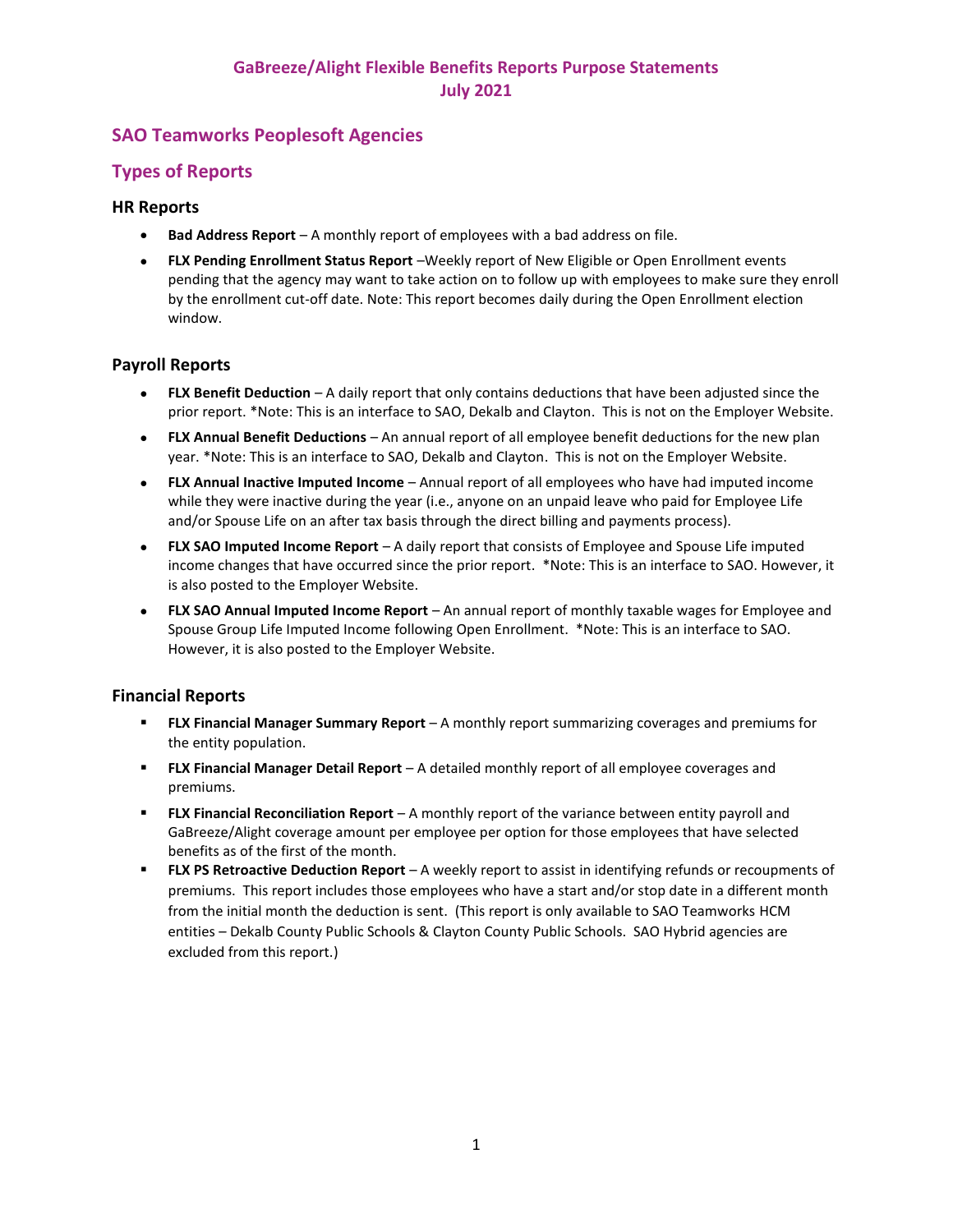# GaBreeze/Alight Flexible Benefits Reports Purpose Statements
# July 2021

## SAO Teamworks Peoplesoft Agencies

## Types of Reports

### HR Reports

- **Bad Address Report** – A monthly report of employees with a bad address on file.
- **FLX Pending Enrollment Status Report** –Weekly report of New Eligible or Open Enrollment events pending that the agency may want to take action on to follow up with employees to make sure they enroll by the enrollment cut-off date. Note: This report becomes daily during the Open Enrollment election window.

### Payroll Reports

- **FLX Benefit Deduction** – A daily report that only contains deductions that have been adjusted since the prior report. *Note: This is an interface to SAO, Dekalb and Clayton. This is not on the Employer Website.
- **FLX Annual Benefit Deductions** – An annual report of all employee benefit deductions for the new plan year. *Note: This is an interface to SAO, Dekalb and Clayton. This is not on the Employer Website.
- **FLX Annual Inactive Imputed Income** – Annual report of all employees who have had imputed income while they were inactive during the year (i.e., anyone on an unpaid leave who paid for Employee Life and/or Spouse Life on an after tax basis through the direct billing and payments process).
- **FLX SAO Imputed Income Report** – A daily report that consists of Employee and Spouse Life imputed income changes that have occurred since the prior report. *Note: This is an interface to SAO. However, it is also posted to the Employer Website.
- **FLX SAO Annual Imputed Income Report** – An annual report of monthly taxable wages for Employee and Spouse Group Life Imputed Income following Open Enrollment. *Note: This is an interface to SAO. However, it is also posted to the Employer Website.

### Financial Reports

- **FLX Financial Manager Summary Report** – A monthly report summarizing coverages and premiums for the entity population.
- **FLX Financial Manager Detail Report** – A detailed monthly report of all employee coverages and premiums.
- **FLX Financial Reconciliation Report** – A monthly report of the variance between entity payroll and GaBreeze/Alight coverage amount per employee per option for those employees that have selected benefits as of the first of the month.
- **FLX PS Retroactive Deduction Report** – A weekly report to assist in identifying refunds or recoupments of premiums. This report includes those employees who have a start and/or stop date in a different month from the initial month the deduction is sent. (This report is only available to SAO Teamworks HCM entities – Dekalb County Public Schools & Clayton County Public Schools. SAO Hybrid agencies are excluded from this report.)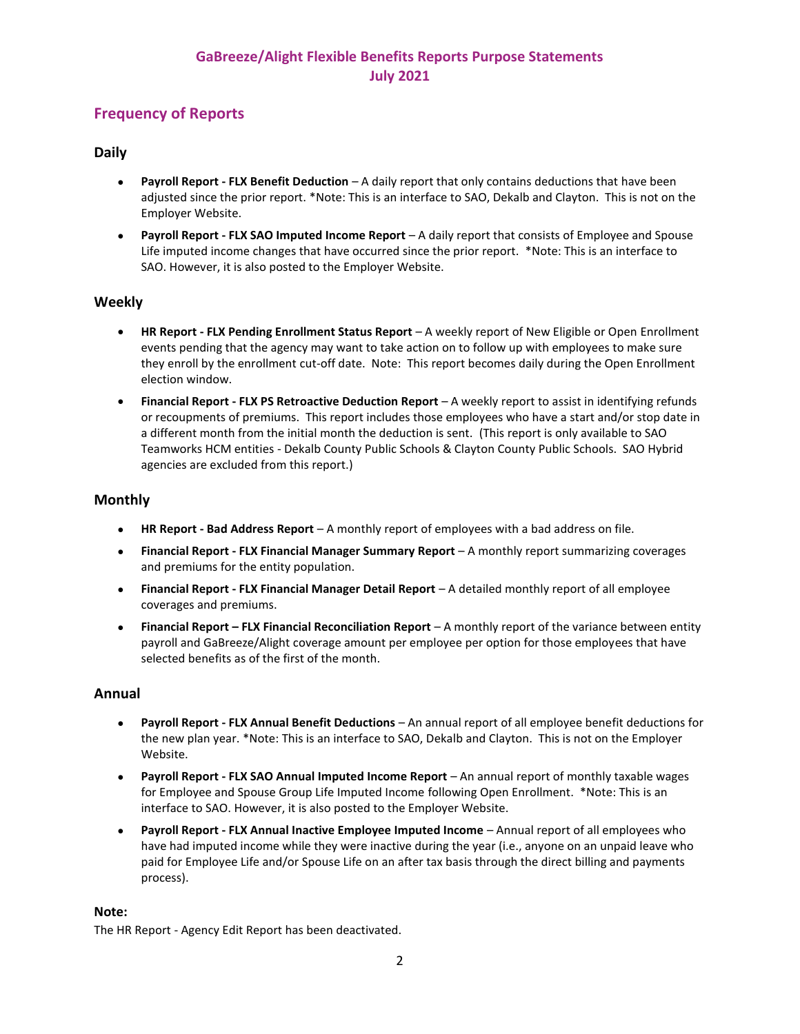# GaBreeze/Alight Flexible Benefits Reports Purpose Statements
# July 2021

## Frequency of Reports

### Daily

- **Payroll Report - FLX Benefit Deduction** – A daily report that only contains deductions that have been adjusted since the prior report. *Note: This is an interface to SAO, Dekalb and Clayton. This is not on the Employer Website.
- **Payroll Report - FLX SAO Imputed Income Report** – A daily report that consists of Employee and Spouse Life imputed income changes that have occurred since the prior report. *Note: This is an interface to SAO. However, it is also posted to the Employer Website.

### Weekly

- **HR Report - FLX Pending Enrollment Status Report** – A weekly report of New Eligible or Open Enrollment events pending that the agency may want to take action on to follow up with employees to make sure they enroll by the enrollment cut-off date. Note: This report becomes daily during the Open Enrollment election window.
- **Financial Report - FLX PS Retroactive Deduction Report** – A weekly report to assist in identifying refunds or recoupments of premiums. This report includes those employees who have a start and/or stop date in a different month from the initial month the deduction is sent. (This report is only available to SAO Teamworks HCM entities - Dekalb County Public Schools & Clayton County Public Schools. SAO Hybrid agencies are excluded from this report.)

### Monthly

- **HR Report - Bad Address Report** – A monthly report of employees with a bad address on file.
- **Financial Report - FLX Financial Manager Summary Report** – A monthly report summarizing coverages and premiums for the entity population.
- **Financial Report - FLX Financial Manager Detail Report** – A detailed monthly report of all employee coverages and premiums.
- **Financial Report – FLX Financial Reconciliation Report** – A monthly report of the variance between entity payroll and GaBreeze/Alight coverage amount per employee per option for those employees that have selected benefits as of the first of the month.

### Annual

- **Payroll Report - FLX Annual Benefit Deductions** – An annual report of all employee benefit deductions for the new plan year. *Note: This is an interface to SAO, Dekalb and Clayton. This is not on the Employer Website.
- **Payroll Report - FLX SAO Annual Imputed Income Report** – An annual report of monthly taxable wages for Employee and Spouse Group Life Imputed Income following Open Enrollment. *Note: This is an interface to SAO. However, it is also posted to the Employer Website.
- **Payroll Report - FLX Annual Inactive Employee Imputed Income** – Annual report of all employees who have had imputed income while they were inactive during the year (i.e., anyone on an unpaid leave who paid for Employee Life and/or Spouse Life on an after tax basis through the direct billing and payments process).

**Note:**

The HR Report - Agency Edit Report has been deactivated.